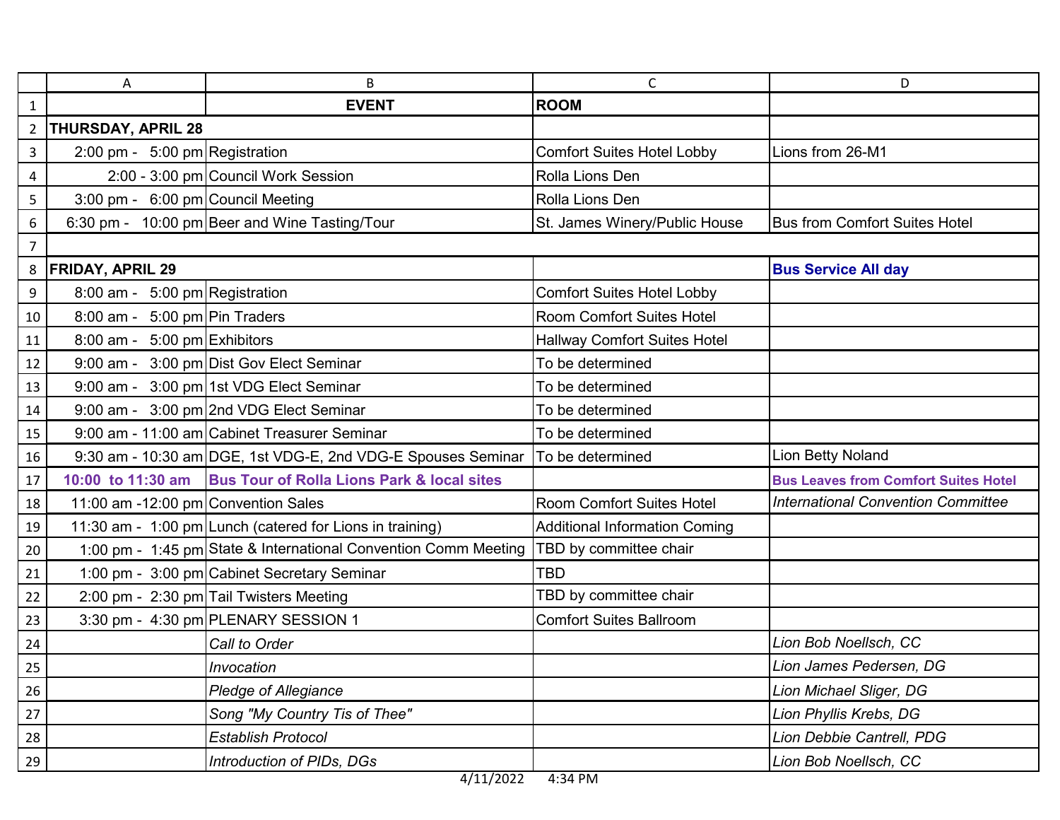| | EVENT | ROOM | |
|---|---|---|---|
| **THURSDAY, APRIL 28** | | | |
| 2:00 pm - 5:00 pm | Registration | Comfort Suites Hotel Lobby | Lions from 26-M1 |
| 2:00 - 3:00 pm | Council Work Session | Rolla Lions Den | |
| 3:00 pm - 6:00 pm | Council Meeting | Rolla Lions Den | |
| 6:30 pm - 10:00 pm | Beer and Wine Tasting/Tour | St. James Winery/Public House | Bus from Comfort Suites Hotel |
| | | | |
| **FRIDAY, APRIL 29** | | | **Bus Service All day** |
| 8:00 am - 5:00 pm | Registration | Comfort Suites Hotel Lobby | |
| 8:00 am - 5:00 pm | Pin Traders | Room Comfort Suites Hotel | |
| 8:00 am - 5:00 pm | Exhibitors | Hallway Comfort Suites Hotel | |
| 9:00 am - 3:00 pm | Dist Gov Elect Seminar | To be determined | |
| 9:00 am - 3:00 pm | 1st VDG Elect Seminar | To be determined | |
| 9:00 am - 3:00 pm | 2nd VDG Elect Seminar | To be determined | |
| 9:00 am - 11:00 am | Cabinet Treasurer Seminar | To be determined | |
| 9:30 am - 10:30 am | DGE, 1st VDG-E, 2nd VDG-E Spouses Seminar | To be determined | Lion Betty Noland |
| **10:00 to 11:30 am** | **Bus Tour of Rolla Lions Park & local sites** | | **Bus Leaves from Comfort Suites Hotel** |
| 11:00 am -12:00 pm | Convention Sales | Room Comfort Suites Hotel | *International Convention Committee* |
| 11:30 am - 1:00 pm | Lunch (catered for Lions in training) | Additional Information Coming | |
| 1:00 pm - 1:45 pm | State & International Convention Comm Meeting | TBD by committee chair | |
| 1:00 pm - 3:00 pm | Cabinet Secretary Seminar | TBD | |
| 2:00 pm - 2:30 pm | Tail Twisters Meeting | TBD by committee chair | |
| 3:30 pm - 4:30 pm | PLENARY SESSION 1 | Comfort Suites Ballroom | |
| | *Call to Order* | | *Lion Bob Noellsch, CC* |
| | *Invocation* | | *Lion James Pedersen, DG* |
| | *Pledge of Allegiance* | | *Lion Michael Sliger, DG* |
| | *Song "My Country Tis of Thee"* | | *Lion Phyllis Krebs, DG* |
| | *Establish Protocol* | | *Lion Debbie Cantrell, PDG* |
| | *Introduction of PIDs, DGs* | | *Lion Bob Noellsch, CC* |

4/11/2022 4:34 PM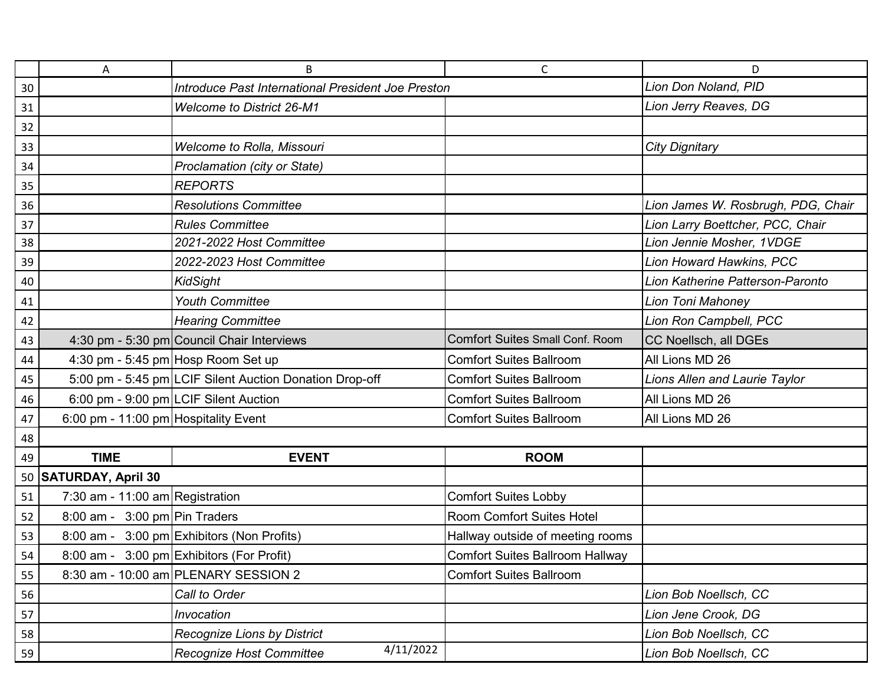| | A | B | C | D |
|---|---|---|---|---|
| 30 | | *Introduce Past International President Joe Preston* | | *Lion Don Noland, PID* |
| 31 | | *Welcome to District 26-M1* | | *Lion Jerry Reaves, DG* |
| 32 | | | | |
| 33 | | *Welcome to Rolla, Missouri* | | *City Dignitary* |
| 34 | | *Proclamation (city or State)* | | |
| 35 | | *REPORTS* | | |
| 36 | | *Resolutions Committee* | | *Lion James W. Rosbrugh, PDG, Chair* |
| 37 | | *Rules Committee* | | *Lion Larry Boettcher, PCC, Chair* |
| 38 | | *2021-2022 Host Committee* | | *Lion Jennie Mosher, 1VDGE* |
| 39 | | *2022-2023 Host Committee* | | *Lion Howard Hawkins, PCC* |
| 40 | | *KidSight* | | *Lion Katherine Patterson-Paronto* |
| 41 | | *Youth Committee* | | *Lion Toni Mahoney* |
| 42 | | *Hearing Committee* | | *Lion Ron Campbell, PCC* |
| 43 | 4:30 pm - 5:30 pm | Council Chair Interviews | Comfort Suites Small Conf. Room | CC Noellsch, all DGEs |
| 44 | 4:30 pm - 5:45 pm | Hosp Room Set up | Comfort Suites Ballroom | All Lions MD 26 |
| 45 | 5:00 pm - 5:45 pm | LCIF Silent Auction Donation Drop-off | Comfort Suites Ballroom | *Lions Allen and Laurie Taylor* |
| 46 | 6:00 pm - 9:00 pm | LCIF Silent Auction | Comfort Suites Ballroom | All Lions MD 26 |
| 47 | 6:00 pm - 11:00 pm | Hospitality Event | Comfort Suites Ballroom | All Lions MD 26 |
| 48 | | | | |
| 49 | **TIME** | **EVENT** | **ROOM** | |
| 50 | **SATURDAY, April 30** | | | |
| 51 | 7:30 am - 11:00 am | Registration | Comfort Suites Lobby | |
| 52 | 8:00 am - 3:00 pm | Pin Traders | Room Comfort Suites Hotel | |
| 53 | 8:00 am - 3:00 pm | Exhibitors (Non Profits) | Hallway outside of meeting rooms | |
| 54 | 8:00 am - 3:00 pm | Exhibitors (For Profit) | Comfort Suites Ballroom Hallway | |
| 55 | 8:30 am - 10:00 am | PLENARY SESSION 2 | Comfort Suites Ballroom | |
| 56 | | *Call to Order* | | *Lion Bob Noellsch, CC* |
| 57 | | *Invocation* | | *Lion Jene Crook, DG* |
| 58 | | *Recognize Lions by District* | | *Lion Bob Noellsch, CC* |
| 59 | | *Recognize Host Committee* | | *Lion Bob Noellsch, CC* |

4/11/2022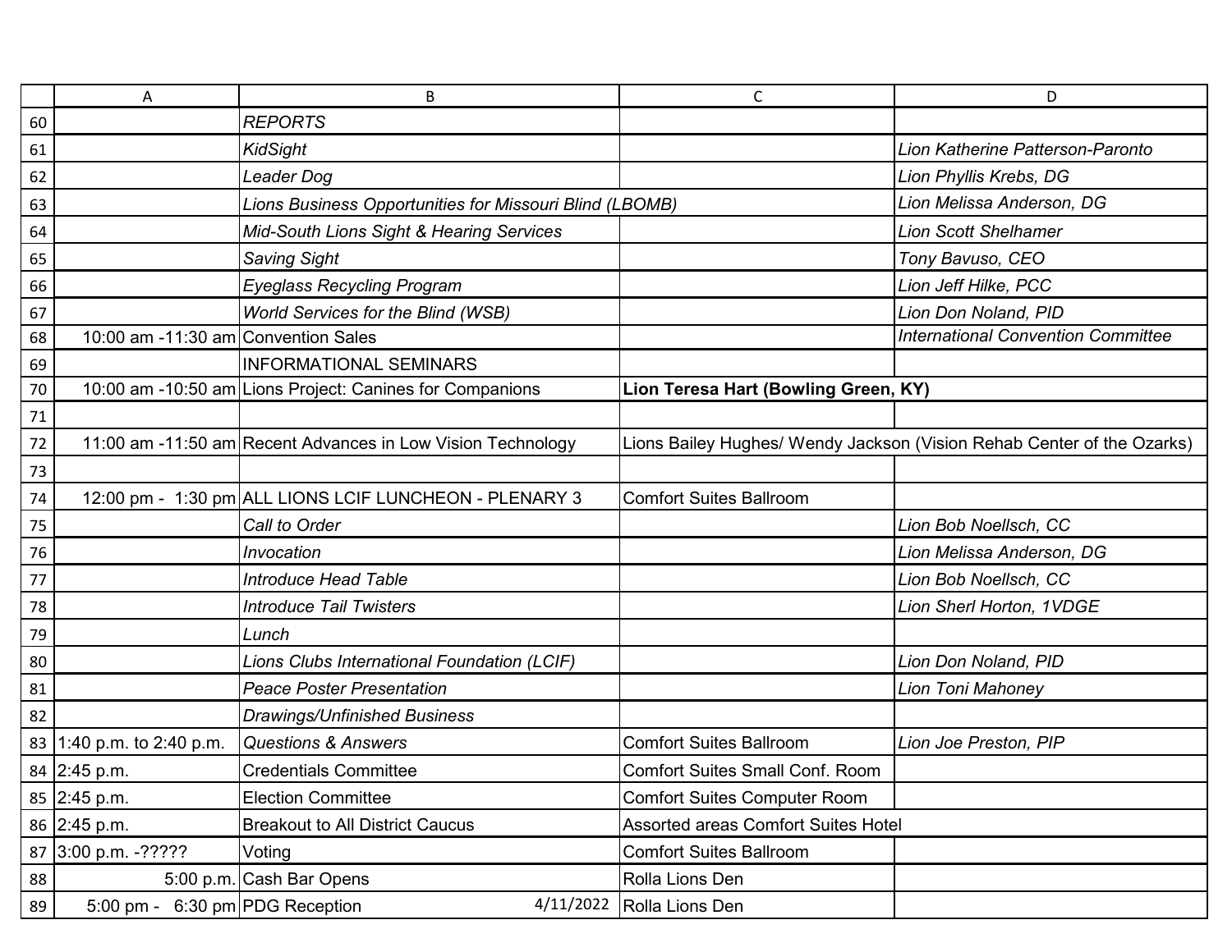| | A | B | C | D |
|---|---|---|---|---|
| 60 | | *REPORTS* | | |
| 61 | | *KidSight* | | *Lion Katherine Patterson-Paronto* |
| 62 | | *Leader Dog* | | *Lion Phyllis Krebs, DG* |
| 63 | | *Lions Business Opportunities for Missouri Blind (LBOMB)* | | *Lion Melissa Anderson, DG* |
| 64 | | *Mid-South Lions Sight & Hearing Services* | | *Lion Scott Shelhamer* |
| 65 | | *Saving Sight* | | *Tony Bavuso, CEO* |
| 66 | | *Eyeglass Recycling Program* | | *Lion Jeff Hilke, PCC* |
| 67 | | *World Services for the Blind (WSB)* | | *Lion Don Noland, PID* |
| 68 | 10:00 am -11:30 am | Convention Sales | | *International Convention Committee* |
| 69 | | INFORMATIONAL SEMINARS | | |
| 70 | 10:00 am -10:50 am | Lions Project: Canines for Companions | **Lion Teresa Hart (Bowling Green, KY)** | |
| 71 | | | | |
| 72 | 11:00 am -11:50 am | Recent Advances in Low Vision Technology | Lions Bailey Hughes/ Wendy Jackson (Vision Rehab Center of the Ozarks) | |
| 73 | | | | |
| 74 | 12:00 pm - 1:30 pm | ALL LIONS LCIF LUNCHEON - PLENARY 3 | Comfort Suites Ballroom | |
| 75 | | *Call to Order* | | *Lion Bob Noellsch, CC* |
| 76 | | *Invocation* | | *Lion Melissa Anderson, DG* |
| 77 | | *Introduce Head Table* | | *Lion Bob Noellsch, CC* |
| 78 | | *Introduce Tail Twisters* | | *Lion Sherl Horton, 1VDGE* |
| 79 | | *Lunch* | | |
| 80 | | *Lions Clubs International Foundation (LCIF)* | | *Lion Don Noland, PID* |
| 81 | | *Peace Poster Presentation* | | *Lion Toni Mahoney* |
| 82 | | *Drawings/Unfinished Business* | | |
| 83 | 1:40 p.m. to 2:40 p.m. | *Questions & Answers* | Comfort Suites Ballroom | *Lion Joe Preston, PIP* |
| 84 | 2:45 p.m. | Credentials Committee | Comfort Suites Small Conf. Room | |
| 85 | 2:45 p.m. | Election Committee | Comfort Suites Computer Room | |
| 86 | 2:45 p.m. | Breakout to All District Caucus | Assorted areas Comfort Suites Hotel | |
| 87 | 3:00 p.m. -????? | Voting | Comfort Suites Ballroom | |
| 88 | 5:00 p.m. | Cash Bar Opens | Rolla Lions Den | |
| 89 | 5:00 pm - 6:30 pm | PDG Reception 4/11/2022 | Rolla Lions Den | |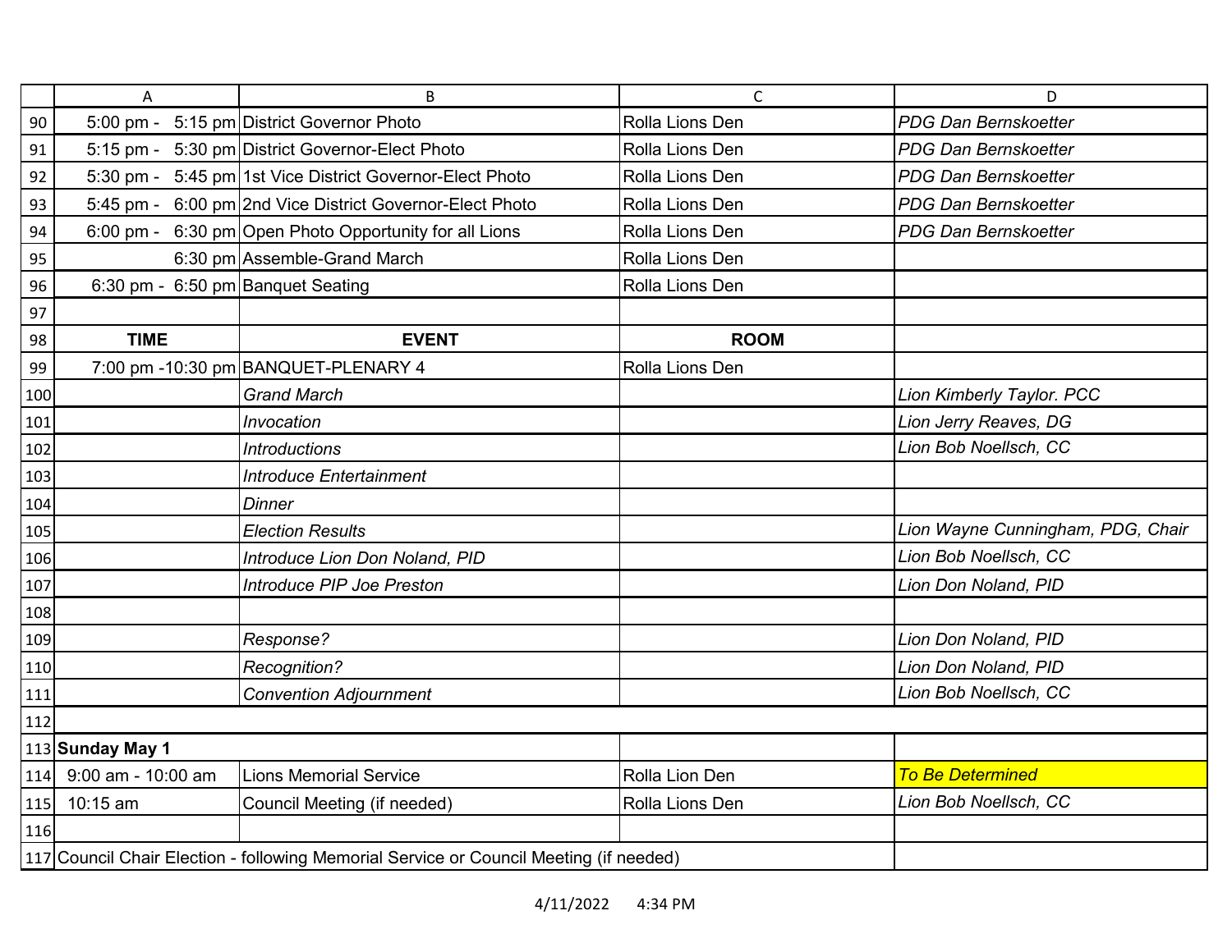| | A | B | C | D |
|---|---|---|---|---|
| 90 | 5:00 pm - 5:15 pm | District Governor Photo | Rolla Lions Den | *PDG Dan Bernskoetter* |
| 91 | 5:15 pm - 5:30 pm | District Governor-Elect Photo | Rolla Lions Den | *PDG Dan Bernskoetter* |
| 92 | 5:30 pm - 5:45 pm | 1st Vice District Governor-Elect Photo | Rolla Lions Den | *PDG Dan Bernskoetter* |
| 93 | 5:45 pm - 6:00 pm | 2nd Vice District Governor-Elect Photo | Rolla Lions Den | *PDG Dan Bernskoetter* |
| 94 | 6:00 pm - 6:30 pm | Open Photo Opportunity for all Lions | Rolla Lions Den | *PDG Dan Bernskoetter* |
| 95 | 6:30 pm | Assemble-Grand March | Rolla Lions Den | |
| 96 | 6:30 pm - 6:50 pm | Banquet Seating | Rolla Lions Den | |
| 97 | | | | |
| 98 | **TIME** | **EVENT** | **ROOM** | |
| 99 | 7:00 pm -10:30 pm | BANQUET-PLENARY 4 | Rolla Lions Den | |
| 100 | | *Grand March* | | *Lion Kimberly Taylor. PCC* |
| 101 | | *Invocation* | | *Lion Jerry Reaves, DG* |
| 102 | | *Introductions* | | *Lion Bob Noellsch, CC* |
| 103 | | *Introduce Entertainment* | | |
| 104 | | *Dinner* | | |
| 105 | | *Election Results* | | *Lion Wayne Cunningham, PDG, Chair* |
| 106 | | *Introduce Lion Don Noland, PID* | | *Lion Bob Noellsch, CC* |
| 107 | | *Introduce PIP Joe Preston* | | *Lion Don Noland, PID* |
| 108 | | | | |
| 109 | | *Response?* | | *Lion Don Noland, PID* |
| 110 | | *Recognition?* | | *Lion Don Noland, PID* |
| 111 | | *Convention Adjournment* | | *Lion Bob Noellsch, CC* |
| 112 | | | | |
| 113 | **Sunday May 1** | | | |
| 114 | 9:00 am - 10:00 am | Lions Memorial Service | Rolla Lion Den | *To Be Determined* |
| 115 | 10:15 am | Council Meeting (if needed) | Rolla Lions Den | *Lion Bob Noellsch, CC* |
| 116 | | | | |
| 117 | Council Chair Election - following Memorial Service or Council Meeting (if needed) | | | |

4/11/2022 4:34 PM